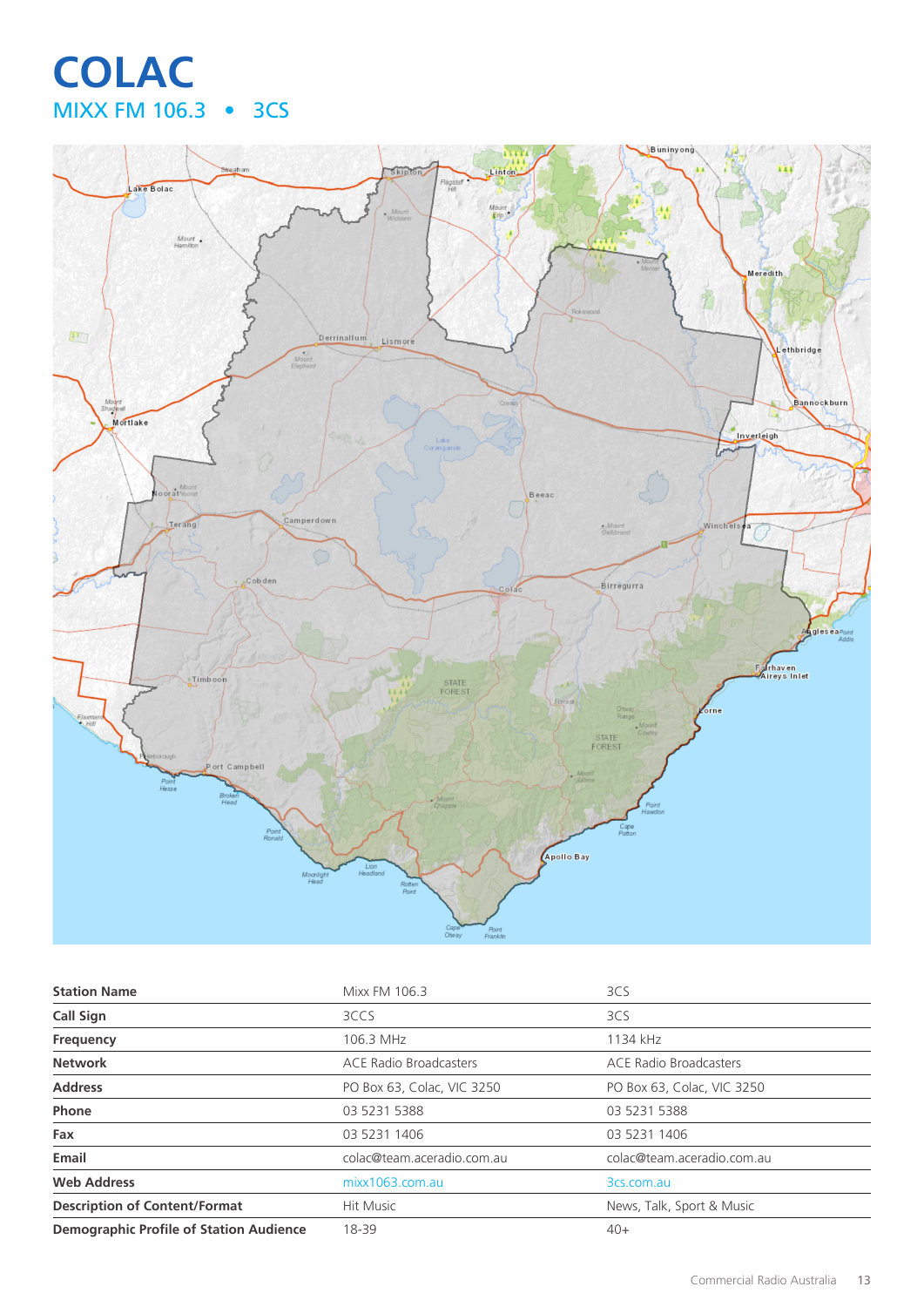# COLAC

## MIXX FM 106.3 • 3CS

| Station Name | Mixx FM 106.3 | 3CS |
|---|---|---|
| Call Sign | 3CCS | 3CS |
| Frequency | 106.3 MHz | 1134 kHz |
| Network | ACE Radio Broadcasters | ACE Radio Broadcasters |
| Address | PO Box 63, Colac, VIC 3250 | PO Box 63, Colac, VIC 3250 |
| Phone | 03 5231 5388 | 03 5231 5388 |
| Fax | 03 5231 1406 | 03 5231 1406 |
| Email | colac@team.aceradio.com.au | colac@team.aceradio.com.au |
| Web Address | mixx1063.com.au | 3cs.com.au |
| Description of Content/Format | Hit Music | News, Talk, Sport & Music |
| Demographic Profile of Station Audience | 18-39 | 40+ |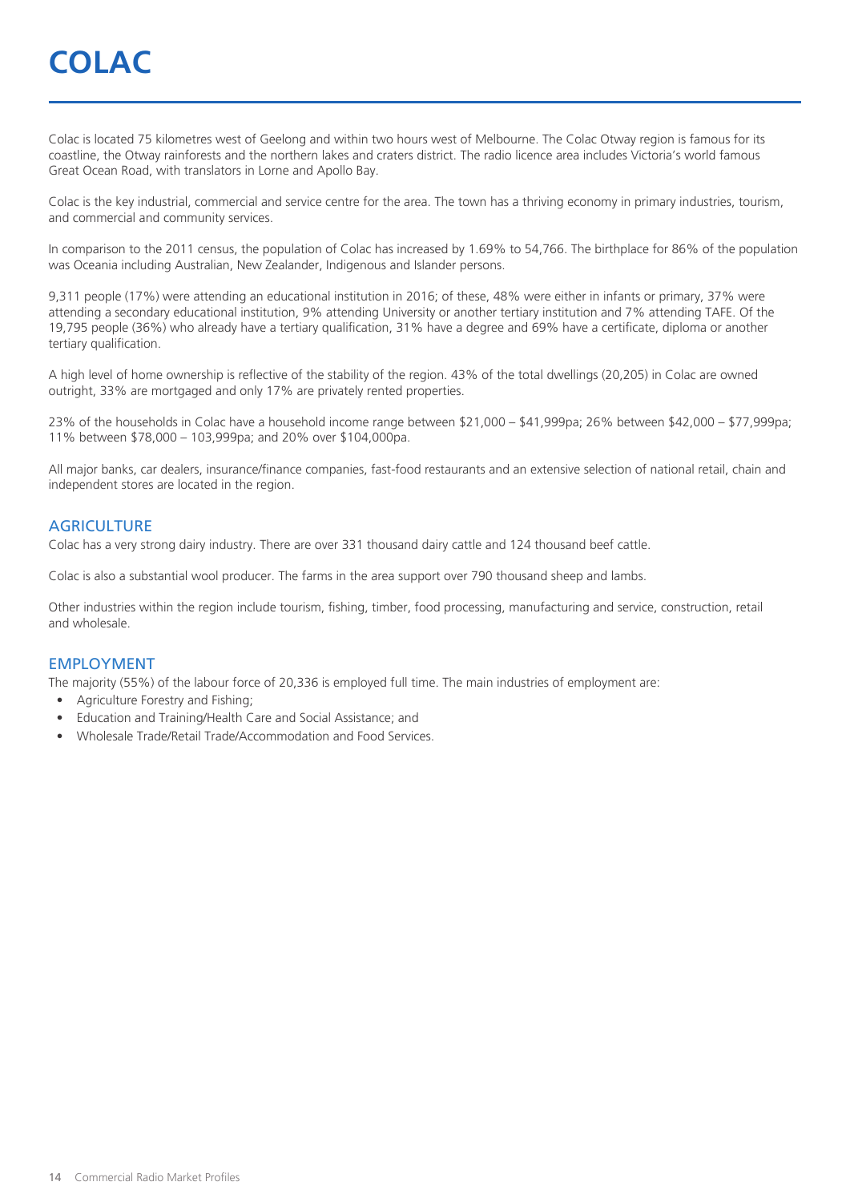# COLAC

Colac is located 75 kilometres west of Geelong and within two hours west of Melbourne. The Colac Otway region is famous for its coastline, the Otway rainforests and the northern lakes and craters district. The radio licence area includes Victoria's world famous Great Ocean Road, with translators in Lorne and Apollo Bay.

Colac is the key industrial, commercial and service centre for the area. The town has a thriving economy in primary industries, tourism, and commercial and community services.

In comparison to the 2011 census, the population of Colac has increased by 1.69% to 54,766. The birthplace for 86% of the population was Oceania including Australian, New Zealander, Indigenous and Islander persons.

9,311 people (17%) were attending an educational institution in 2016; of these, 48% were either in infants or primary, 37% were attending a secondary educational institution, 9% attending University or another tertiary institution and 7% attending TAFE. Of the 19,795 people (36%) who already have a tertiary qualification, 31% have a degree and 69% have a certificate, diploma or another tertiary qualification.

A high level of home ownership is reflective of the stability of the region. 43% of the total dwellings (20,205) in Colac are owned outright, 33% are mortgaged and only 17% are privately rented properties.

23% of the households in Colac have a household income range between $21,000 – $41,999pa; 26% between $42,000 – $77,999pa; 11% between $78,000 – 103,999pa; and 20% over $104,000pa.

All major banks, car dealers, insurance/finance companies, fast-food restaurants and an extensive selection of national retail, chain and independent stores are located in the region.

## AGRICULTURE

Colac has a very strong dairy industry. There are over 331 thousand dairy cattle and 124 thousand beef cattle.

Colac is also a substantial wool producer. The farms in the area support over 790 thousand sheep and lambs.

Other industries within the region include tourism, fishing, timber, food processing, manufacturing and service, construction, retail and wholesale.

## EMPLOYMENT

The majority (55%) of the labour force of 20,336 is employed full time. The main industries of employment are:

- Agriculture Forestry and Fishing;
- Education and Training/Health Care and Social Assistance; and
- Wholesale Trade/Retail Trade/Accommodation and Food Services.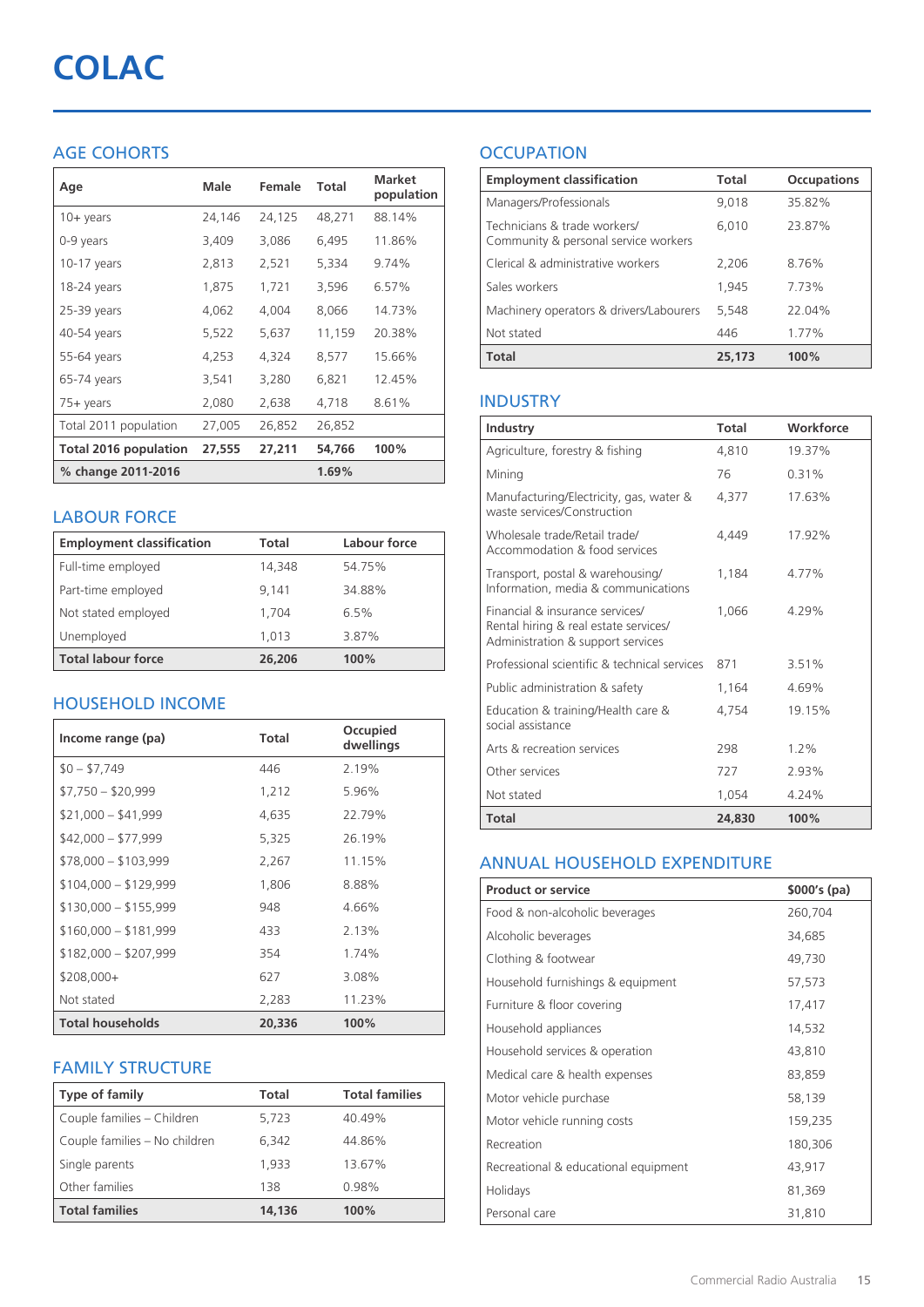# COLAC

## AGE COHORTS

| Age | Male | Female | Total | Market population |
|---|---|---|---|---|
| 10+ years | 24,146 | 24,125 | 48,271 | 88.14% |
| 0-9 years | 3,409 | 3,086 | 6,495 | 11.86% |
| 10-17 years | 2,813 | 2,521 | 5,334 | 9.74% |
| 18-24 years | 1,875 | 1,721 | 3,596 | 6.57% |
| 25-39 years | 4,062 | 4,004 | 8,066 | 14.73% |
| 40-54 years | 5,522 | 5,637 | 11,159 | 20.38% |
| 55-64 years | 4,253 | 4,324 | 8,577 | 15.66% |
| 65-74 years | 3,541 | 3,280 | 6,821 | 12.45% |
| 75+ years | 2,080 | 2,638 | 4,718 | 8.61% |
| Total 2011 population | 27,005 | 26,852 | 26,852 | |
| **Total 2016 population** | **27,555** | **27,211** | **54,766** | **100%** |
| **% change 2011-2016** | | | **1.69%** | |

## LABOUR FORCE

| Employment classification | Total | Labour force |
|---|---|---|
| Full-time employed | 14,348 | 54.75% |
| Part-time employed | 9,141 | 34.88% |
| Not stated employed | 1,704 | 6.5% |
| Unemployed | 1,013 | 3.87% |
| **Total labour force** | **26,206** | **100%** |

## HOUSEHOLD INCOME

| Income range (pa) | Total | Occupied dwellings |
|---|---|---|
| $0 – $7,749 | 446 | 2.19% |
| $7,750 – $20,999 | 1,212 | 5.96% |
| $21,000 – $41,999 | 4,635 | 22.79% |
| $42,000 – $77,999 | 5,325 | 26.19% |
| $78,000 – $103,999 | 2,267 | 11.15% |
| $104,000 – $129,999 | 1,806 | 8.88% |
| $130,000 – $155,999 | 948 | 4.66% |
| $160,000 – $181,999 | 433 | 2.13% |
| $182,000 – $207,999 | 354 | 1.74% |
| $208,000+ | 627 | 3.08% |
| Not stated | 2,283 | 11.23% |
| **Total households** | **20,336** | **100%** |

## FAMILY STRUCTURE

| Type of family | Total | Total families |
|---|---|---|
| Couple families – Children | 5,723 | 40.49% |
| Couple families – No children | 6,342 | 44.86% |
| Single parents | 1,933 | 13.67% |
| Other families | 138 | 0.98% |
| **Total families** | **14,136** | **100%** |

## OCCUPATION

| Employment classification | Total | Occupations |
|---|---|---|
| Managers/Professionals | 9,018 | 35.82% |
| Technicians & trade workers/ Community & personal service workers | 6,010 | 23.87% |
| Clerical & administrative workers | 2,206 | 8.76% |
| Sales workers | 1,945 | 7.73% |
| Machinery operators & drivers/Labourers | 5,548 | 22.04% |
| Not stated | 446 | 1.77% |
| **Total** | **25,173** | **100%** |

## INDUSTRY

| Industry | Total | Workforce |
|---|---|---|
| Agriculture, forestry & fishing | 4,810 | 19.37% |
| Mining | 76 | 0.31% |
| Manufacturing/Electricity, gas, water & waste services/Construction | 4,377 | 17.63% |
| Wholesale trade/Retail trade/ Accommodation & food services | 4,449 | 17.92% |
| Transport, postal & warehousing/ Information, media & communications | 1,184 | 4.77% |
| Financial & insurance services/ Rental hiring & real estate services/ Administration & support services | 1,066 | 4.29% |
| Professional scientific & technical services | 871 | 3.51% |
| Public administration & safety | 1,164 | 4.69% |
| Education & training/Health care & social assistance | 4,754 | 19.15% |
| Arts & recreation services | 298 | 1.2% |
| Other services | 727 | 2.93% |
| Not stated | 1,054 | 4.24% |
| **Total** | **24,830** | **100%** |

## ANNUAL HOUSEHOLD EXPENDITURE

| Product or service | $000's (pa) |
|---|---|
| Food & non-alcoholic beverages | 260,704 |
| Alcoholic beverages | 34,685 |
| Clothing & footwear | 49,730 |
| Household furnishings & equipment | 57,573 |
| Furniture & floor covering | 17,417 |
| Household appliances | 14,532 |
| Household services & operation | 43,810 |
| Medical care & health expenses | 83,859 |
| Motor vehicle purchase | 58,139 |
| Motor vehicle running costs | 159,235 |
| Recreation | 180,306 |
| Recreational & educational equipment | 43,917 |
| Holidays | 81,369 |
| Personal care | 31,810 |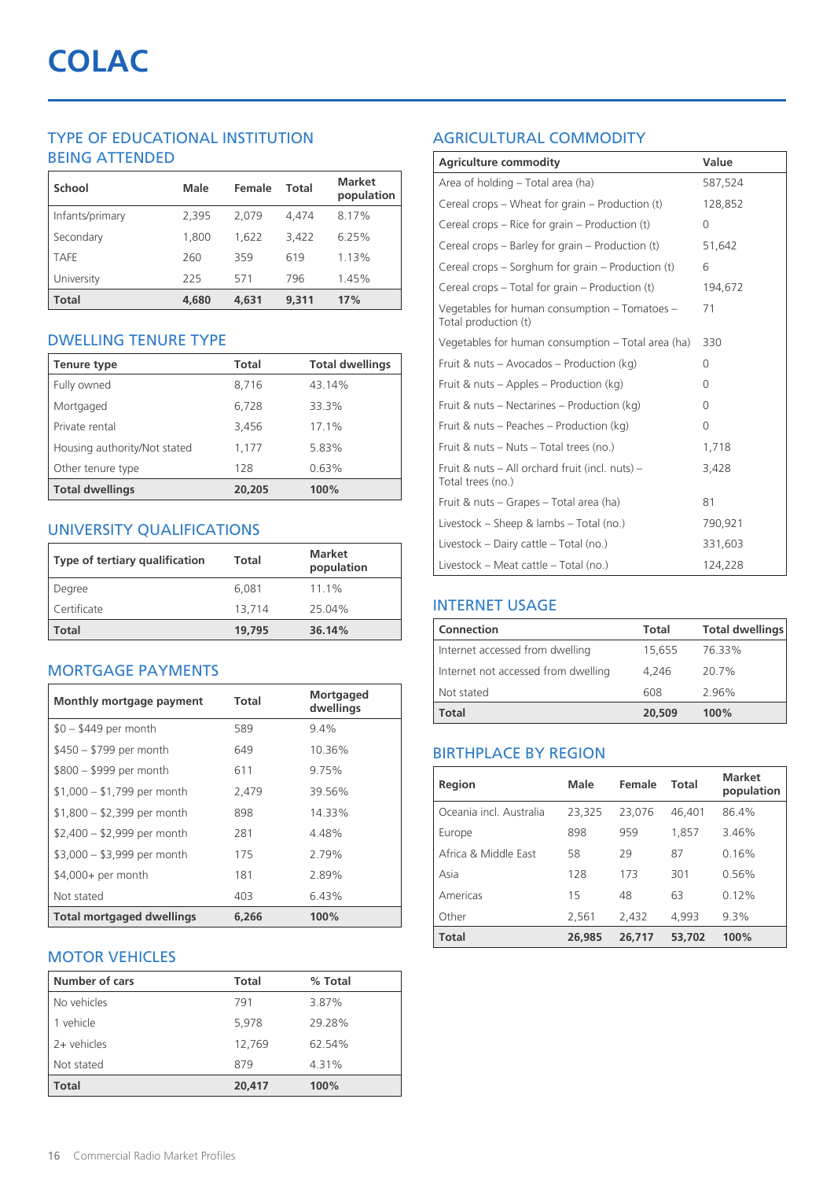# COLAC

## TYPE OF EDUCATIONAL INSTITUTION BEING ATTENDED

| School | Male | Female | Total | Market population |
|---|---|---|---|---|
| Infants/primary | 2,395 | 2,079 | 4,474 | 8.17% |
| Secondary | 1,800 | 1,622 | 3,422 | 6.25% |
| TAFE | 260 | 359 | 619 | 1.13% |
| University | 225 | 571 | 796 | 1.45% |
| **Total** | **4,680** | **4,631** | **9,311** | **17%** |

## DWELLING TENURE TYPE

| Tenure type | Total | Total dwellings |
|---|---|---|
| Fully owned | 8,716 | 43.14% |
| Mortgaged | 6,728 | 33.3% |
| Private rental | 3,456 | 17.1% |
| Housing authority/Not stated | 1,177 | 5.83% |
| Other tenure type | 128 | 0.63% |
| **Total dwellings** | **20,205** | **100%** |

## UNIVERSITY QUALIFICATIONS

| Type of tertiary qualification | Total | Market population |
|---|---|---|
| Degree | 6,081 | 11.1% |
| Certificate | 13,714 | 25.04% |
| **Total** | **19,795** | **36.14%** |

## MORTGAGE PAYMENTS

| Monthly mortgage payment | Total | Mortgaged dwellings |
|---|---|---|
| $0 – $449 per month | 589 | 9.4% |
| $450 – $799 per month | 649 | 10.36% |
| $800 – $999 per month | 611 | 9.75% |
| $1,000 – $1,799 per month | 2,479 | 39.56% |
| $1,800 – $2,399 per month | 898 | 14.33% |
| $2,400 – $2,999 per month | 281 | 4.48% |
| $3,000 – $3,999 per month | 175 | 2.79% |
| $4,000+ per month | 181 | 2.89% |
| Not stated | 403 | 6.43% |
| **Total mortgaged dwellings** | **6,266** | **100%** |

## MOTOR VEHICLES

| Number of cars | Total | % Total |
|---|---|---|
| No vehicles | 791 | 3.87% |
| 1 vehicle | 5,978 | 29.28% |
| 2+ vehicles | 12,769 | 62.54% |
| Not stated | 879 | 4.31% |
| **Total** | **20,417** | **100%** |

## AGRICULTURAL COMMODITY

| Agriculture commodity | Value |
|---|---|
| Area of holding – Total area (ha) | 587,524 |
| Cereal crops – Wheat for grain – Production (t) | 128,852 |
| Cereal crops – Rice for grain – Production (t) | 0 |
| Cereal crops – Barley for grain – Production (t) | 51,642 |
| Cereal crops – Sorghum for grain – Production (t) | 6 |
| Cereal crops – Total for grain – Production (t) | 194,672 |
| Vegetables for human consumption – Tomatoes – Total production (t) | 71 |
| Vegetables for human consumption – Total area (ha) | 330 |
| Fruit & nuts – Avocados – Production (kg) | 0 |
| Fruit & nuts – Apples – Production (kg) | 0 |
| Fruit & nuts – Nectarines – Production (kg) | 0 |
| Fruit & nuts – Peaches – Production (kg) | 0 |
| Fruit & nuts – Nuts – Total trees (no.) | 1,718 |
| Fruit & nuts – All orchard fruit (incl. nuts) – Total trees (no.) | 3,428 |
| Fruit & nuts – Grapes – Total area (ha) | 81 |
| Livestock – Sheep & lambs – Total (no.) | 790,921 |
| Livestock – Dairy cattle – Total (no.) | 331,603 |
| Livestock – Meat cattle – Total (no.) | 124,228 |

## INTERNET USAGE

| Connection | Total | Total dwellings |
|---|---|---|
| Internet accessed from dwelling | 15,655 | 76.33% |
| Internet not accessed from dwelling | 4,246 | 20.7% |
| Not stated | 608 | 2.96% |
| **Total** | **20,509** | **100%** |

## BIRTHPLACE BY REGION

| Region | Male | Female | Total | Market population |
|---|---|---|---|---|
| Oceania incl. Australia | 23,325 | 23,076 | 46,401 | 86.4% |
| Europe | 898 | 959 | 1,857 | 3.46% |
| Africa & Middle East | 58 | 29 | 87 | 0.16% |
| Asia | 128 | 173 | 301 | 0.56% |
| Americas | 15 | 48 | 63 | 0.12% |
| Other | 2,561 | 2,432 | 4,993 | 9.3% |
| **Total** | **26,985** | **26,717** | **53,702** | **100%** |